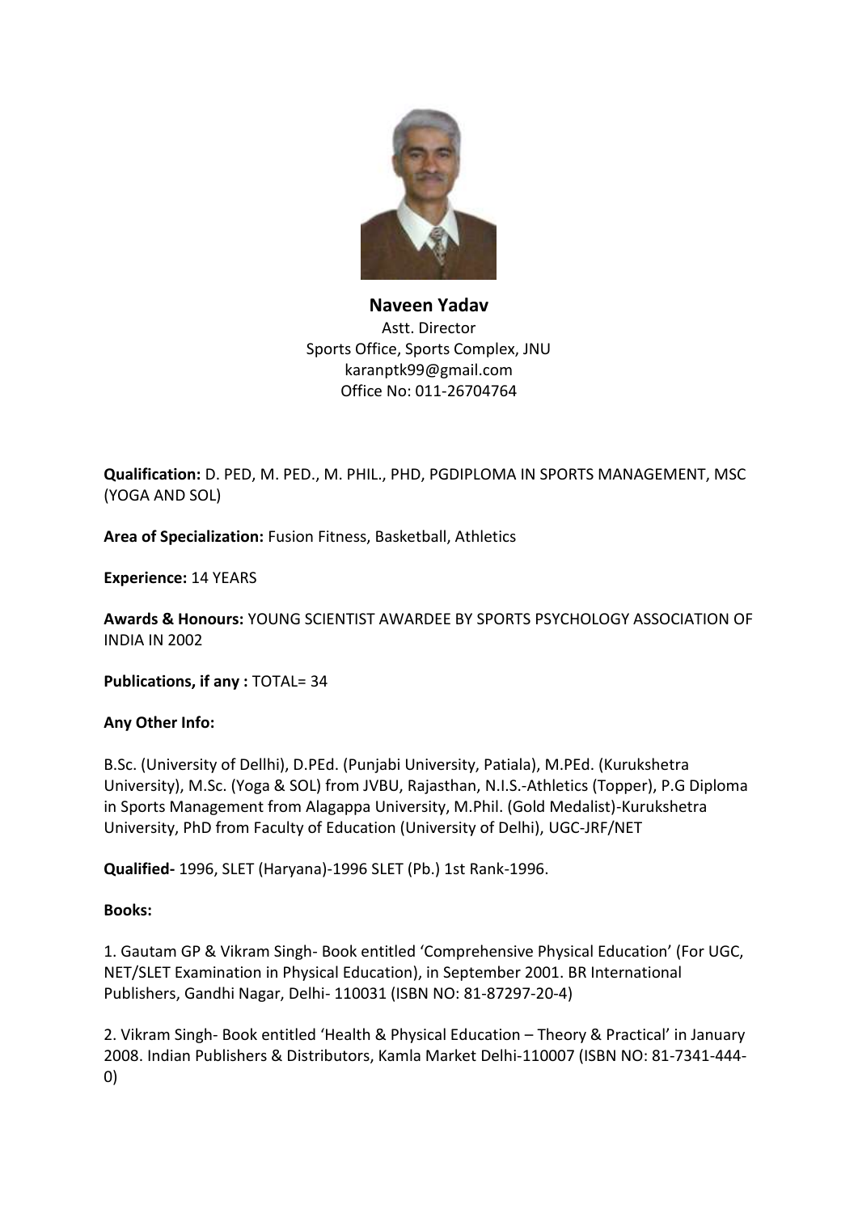**Naveen Yadav**
Astt. Director
Sports Office, Sports Complex, JNU
karanptk99@gmail.com
Office No: 011-26704764

**Qualification:** D. PED, M. PED., M. PHIL., PHD, PGDIPLOMA IN SPORTS MANAGEMENT, MSC (YOGA AND SOL)

**Area of Specialization:** Fusion Fitness, Basketball, Athletics

**Experience:** 14 YEARS

**Awards & Honours:** YOUNG SCIENTIST AWARDEE BY SPORTS PSYCHOLOGY ASSOCIATION OF INDIA IN 2002

**Publications, if any :** TOTAL= 34

**Any Other Info:**

B.Sc. (University of Dellhi), D.PEd. (Punjabi University, Patiala), M.PEd. (Kurukshetra University), M.Sc. (Yoga & SOL) from JVBU, Rajasthan, N.I.S.-Athletics (Topper), P.G Diploma in Sports Management from Alagappa University, M.Phil. (Gold Medalist)-Kurukshetra University, PhD from Faculty of Education (University of Delhi), UGC-JRF/NET

**Qualified-** 1996, SLET (Haryana)-1996 SLET (Pb.) 1st Rank-1996.

**Books:**

1. Gautam GP & Vikram Singh- Book entitled 'Comprehensive Physical Education' (For UGC, NET/SLET Examination in Physical Education), in September 2001. BR International Publishers, Gandhi Nagar, Delhi- 110031 (ISBN NO: 81-87297-20-4)

2. Vikram Singh- Book entitled 'Health & Physical Education – Theory & Practical' in January 2008. Indian Publishers & Distributors, Kamla Market Delhi-110007 (ISBN NO: 81-7341-444-0)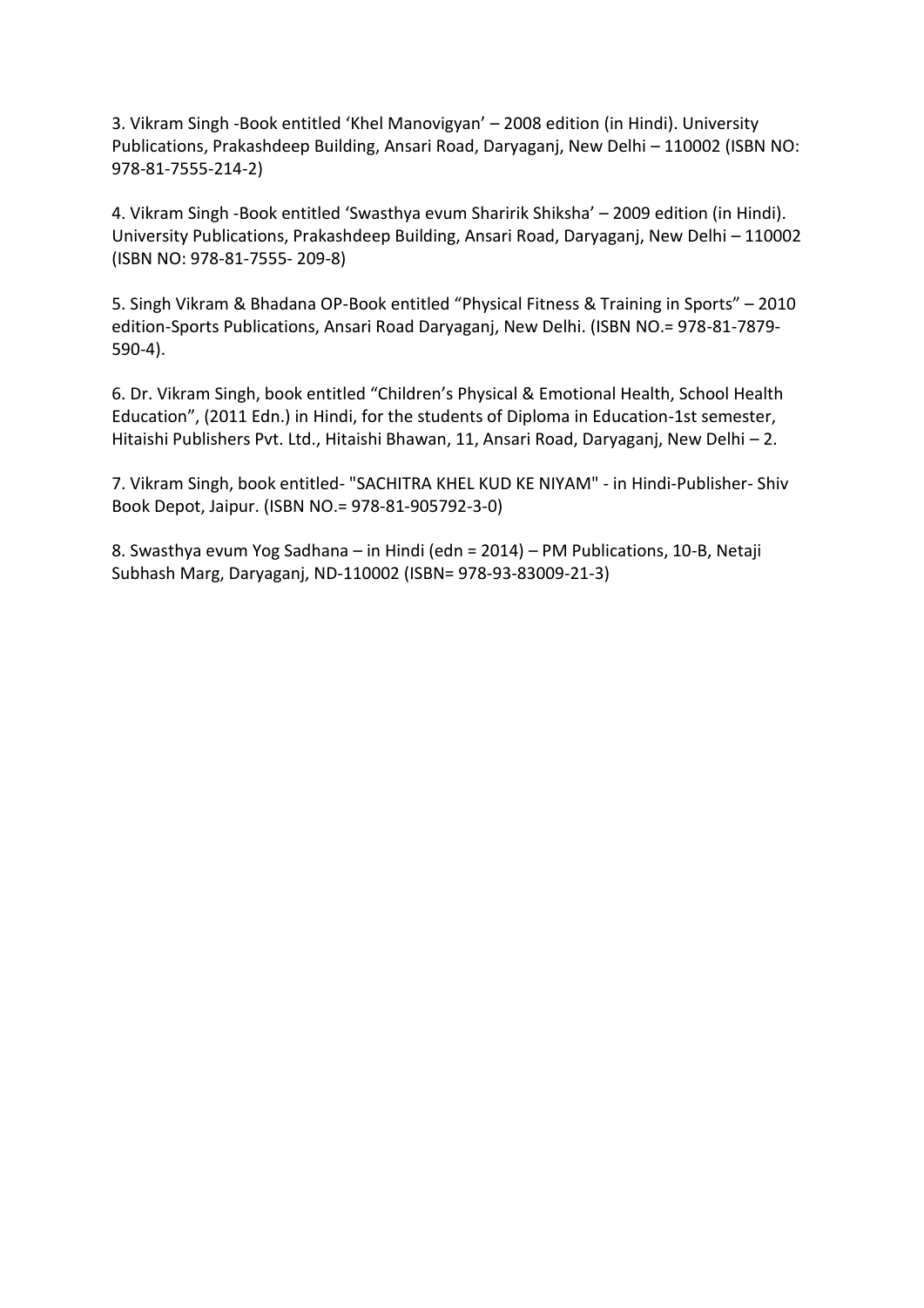3. Vikram Singh -Book entitled 'Khel Manovigyan' – 2008 edition (in Hindi). University Publications, Prakashdeep Building, Ansari Road, Daryaganj, New Delhi – 110002 (ISBN NO: 978-81-7555-214-2)

4. Vikram Singh -Book entitled 'Swasthya evum Sharirik Shiksha' – 2009 edition (in Hindi). University Publications, Prakashdeep Building, Ansari Road, Daryaganj, New Delhi – 110002 (ISBN NO: 978-81-7555- 209-8)

5. Singh Vikram & Bhadana OP-Book entitled "Physical Fitness & Training in Sports" – 2010 edition-Sports Publications, Ansari Road Daryaganj, New Delhi. (ISBN NO.= 978-81-7879-590-4).

6. Dr. Vikram Singh, book entitled "Children's Physical & Emotional Health, School Health Education", (2011 Edn.) in Hindi, for the students of Diploma in Education-1st semester, Hitaishi Publishers Pvt. Ltd., Hitaishi Bhawan, 11, Ansari Road, Daryaganj, New Delhi – 2.

7. Vikram Singh, book entitled- "SACHITRA KHEL KUD KE NIYAM" - in Hindi-Publisher- Shiv Book Depot, Jaipur. (ISBN NO.= 978-81-905792-3-0)

8. Swasthya evum Yog Sadhana – in Hindi (edn = 2014) – PM Publications, 10-B, Netaji Subhash Marg, Daryaganj, ND-110002 (ISBN= 978-93-83009-21-3)